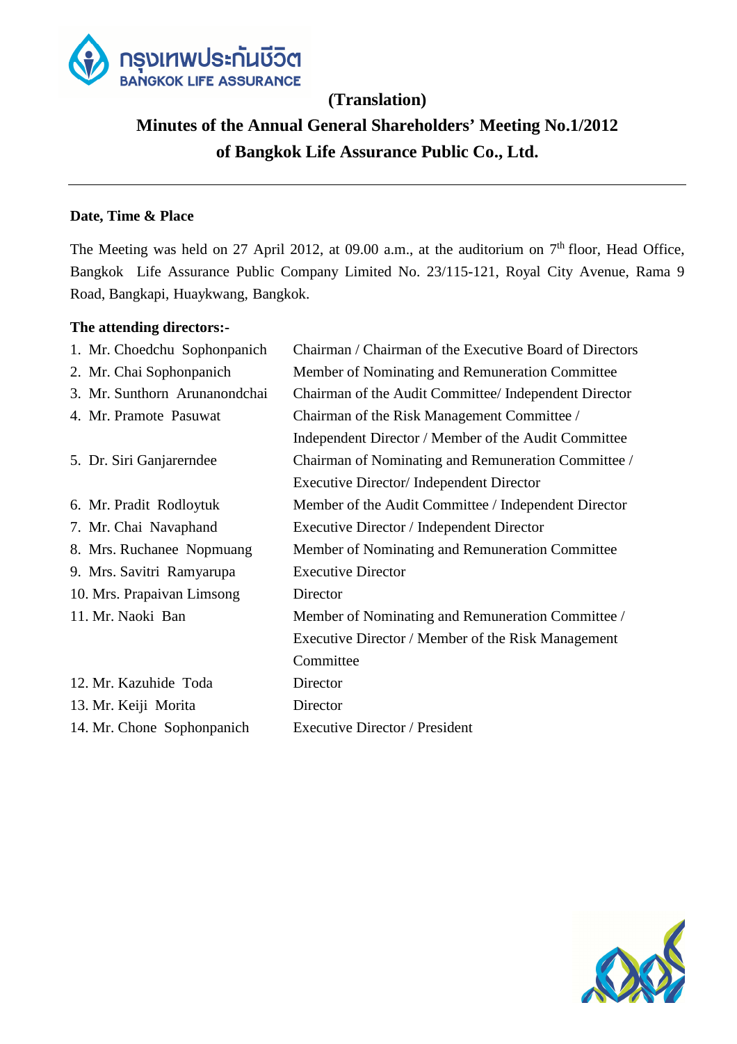**(Translation)**

# Minutes of the Annual General Shareholders' Meeting No.1/2012 of Bangkok Life Assurance Public Co., Ltd.

---

**Date, Time & Place**

The Meeting was held on 27 April 2012, at 09.00 a.m., at the auditorium on 7th floor, Head Office, Bangkok Life Assurance Public Company Limited No. 23/115-121, Royal City Avenue, Rama 9 Road, Bangkapi, Huaykwang, Bangkok.

**The attending directors:-**

| | |
|---|---|
| 1. Mr. Choedchu Sophonpanich | Chairman / Chairman of the Executive Board of Directors |
| 2. Mr. Chai Sophonpanich | Member of Nominating and Remuneration Committee |
| 3. Mr. Sunthorn Arunanondchai | Chairman of the Audit Committee/ Independent Director |
| 4. Mr. Pramote Pasuwat | Chairman of the Risk Management Committee / Independent Director / Member of the Audit Committee |
| 5. Dr. Siri Ganjarerndee | Chairman of Nominating and Remuneration Committee / Executive Director/ Independent Director |
| 6. Mr. Pradit Rodloytuk | Member of the Audit Committee / Independent Director |
| 7. Mr. Chai Navaphand | Executive Director / Independent Director |
| 8. Mrs. Ruchanee Nopmuang | Member of Nominating and Remuneration Committee |
| 9. Mrs. Savitri Ramyarupa | Executive Director |
| 10. Mrs. Prapaivan Limsong | Director |
| 11. Mr. Naoki Ban | Member of Nominating and Remuneration Committee / Executive Director / Member of the Risk Management Committee |
| 12. Mr. Kazuhide Toda | Director |
| 13. Mr. Keiji Morita | Director |
| 14. Mr. Chone Sophonpanich | Executive Director / President |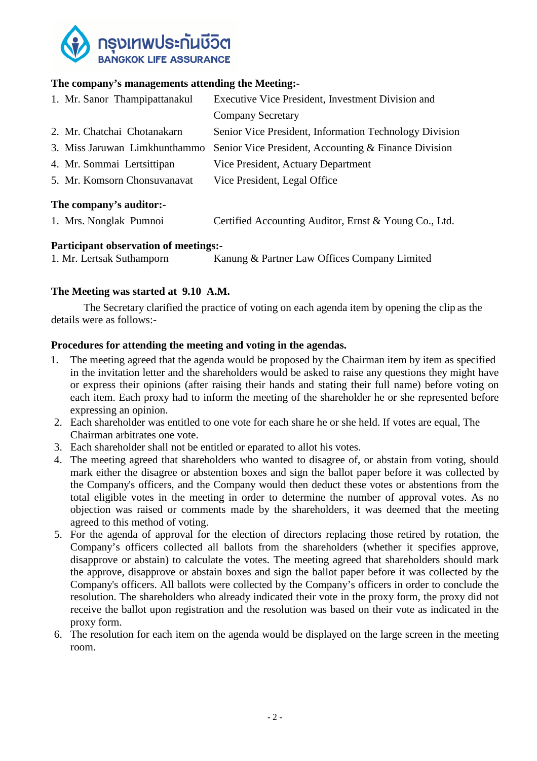**The company's managements attending the Meeting:-**

| | |
|---|---|
| 1. Mr. Sanor Thampipattanakul | Executive Vice President, Investment Division and Company Secretary |
| 2. Mr. Chatchai Chotanakarn | Senior Vice President, Information Technology Division |
| 3. Miss Jaruwan Limkhunthammo | Senior Vice President, Accounting & Finance Division |
| 4. Mr. Sommai Lertsittipan | Vice President, Actuary Department |
| 5. Mr. Komsorn Chonsuvanavat | Vice President, Legal Office |

**The company's auditor:-**

| | |
|---|---|
| 1. Mrs. Nonglak Pumnoi | Certified Accounting Auditor, Ernst & Young Co., Ltd. |

**Participant observation of meetings:-**

| | |
|---|---|
| 1. Mr. Lertsak Suthamporn | Kanung & Partner Law Offices Company Limited |

**The Meeting was started at 9.10 A.M.**

The Secretary clarified the practice of voting on each agenda item by opening the clip as the details were as follows:-

**Procedures for attending the meeting and voting in the agendas.**

1. The meeting agreed that the agenda would be proposed by the Chairman item by item as specified in the invitation letter and the shareholders would be asked to raise any questions they might have or express their opinions (after raising their hands and stating their full name) before voting on each item. Each proxy had to inform the meeting of the shareholder he or she represented before expressing an opinion.
2. Each shareholder was entitled to one vote for each share he or she held. If votes are equal, The Chairman arbitrates one vote.
3. Each shareholder shall not be entitled or eparated to allot his votes.
4. The meeting agreed that shareholders who wanted to disagree of, or abstain from voting, should mark either the disagree or abstention boxes and sign the ballot paper before it was collected by the Company's officers, and the Company would then deduct these votes or abstentions from the total eligible votes in the meeting in order to determine the number of approval votes. As no objection was raised or comments made by the shareholders, it was deemed that the meeting agreed to this method of voting.
5. For the agenda of approval for the election of directors replacing those retired by rotation, the Company's officers collected all ballots from the shareholders (whether it specifies approve, disapprove or abstain) to calculate the votes. The meeting agreed that shareholders should mark the approve, disapprove or abstain boxes and sign the ballot paper before it was collected by the Company's officers. All ballots were collected by the Company's officers in order to conclude the resolution. The shareholders who already indicated their vote in the proxy form, the proxy did not receive the ballot upon registration and the resolution was based on their vote as indicated in the proxy form.
6. The resolution for each item on the agenda would be displayed on the large screen in the meeting room.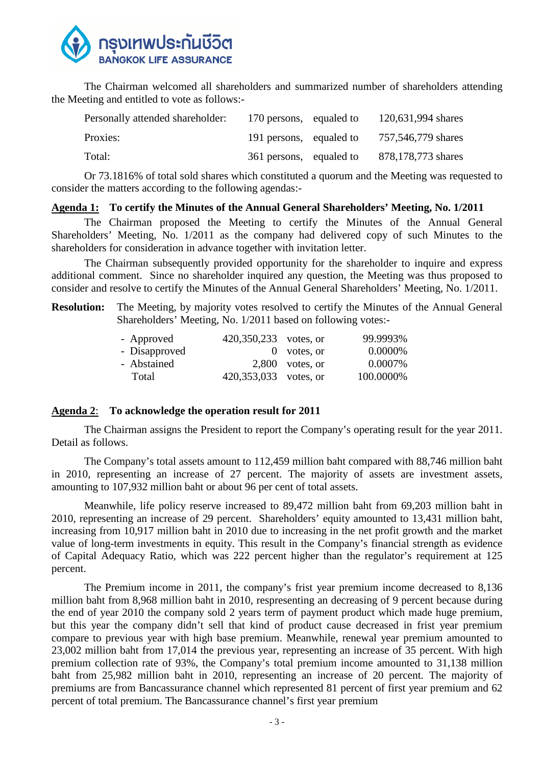The Chairman welcomed all shareholders and summarized number of shareholders attending the Meeting and entitled to vote as follows:-

| | | | |
|---|---|---|---|
| Personally attended shareholder: | 170 persons, | equaled to | 120,631,994 shares |
| Proxies: | 191 persons, | equaled to | 757,546,779 shares |
| Total: | 361 persons, | equaled to | 878,178,773 shares |

Or 73.1816% of total sold shares which constituted a quorum and the Meeting was requested to consider the matters according to the following agendas:-

**Agenda 1: To certify the Minutes of the Annual General Shareholders' Meeting, No. 1/2011**

The Chairman proposed the Meeting to certify the Minutes of the Annual General Shareholders' Meeting, No. 1/2011 as the company had delivered copy of such Minutes to the shareholders for consideration in advance together with invitation letter.

The Chairman subsequently provided opportunity for the shareholder to inquire and express additional comment. Since no shareholder inquired any question, the Meeting was thus proposed to consider and resolve to certify the Minutes of the Annual General Shareholders' Meeting, No. 1/2011.

**Resolution:** The Meeting, by majority votes resolved to certify the Minutes of the Annual General Shareholders' Meeting, No. 1/2011 based on following votes:-

| | | | |
|---|---|---|---|
| - Approved | 420,350,233 | votes, or | 99.9993% |
| - Disapproved | 0 | votes, or | 0.0000% |
| - Abstained | 2,800 | votes, or | 0.0007% |
| Total | 420,353,033 | votes, or | 100.0000% |

**Agenda 2: To acknowledge the operation result for 2011**

The Chairman assigns the President to report the Company's operating result for the year 2011. Detail as follows.

The Company's total assets amount to 112,459 million baht compared with 88,746 million baht in 2010, representing an increase of 27 percent. The majority of assets are investment assets, amounting to 107,932 million baht or about 96 per cent of total assets.

Meanwhile, life policy reserve increased to 89,472 million baht from 69,203 million baht in 2010, representing an increase of 29 percent. Shareholders' equity amounted to 13,431 million baht, increasing from 10,917 million baht in 2010 due to increasing in the net profit growth and the market value of long-term investments in equity. This result in the Company's financial strength as evidence of Capital Adequacy Ratio, which was 222 percent higher than the regulator's requirement at 125 percent.

The Premium income in 2011, the company's frist year premium income decreased to 8,136 million baht from 8,968 million baht in 2010, respresenting an decreasing of 9 percent because during the end of year 2010 the company sold 2 years term of payment product which made huge premium, but this year the company didn't sell that kind of product cause decreased in frist year premium compare to previous year with high base premium. Meanwhile, renewal year premium amounted to 23,002 million baht from 17,014 the previous year, representing an increase of 35 percent. With high premium collection rate of 93%, the Company's total premium income amounted to 31,138 million baht from 25,982 million baht in 2010, representing an increase of 20 percent. The majority of premiums are from Bancassurance channel which represented 81 percent of first year premium and 62 percent of total premium. The Bancassurance channel's first year premium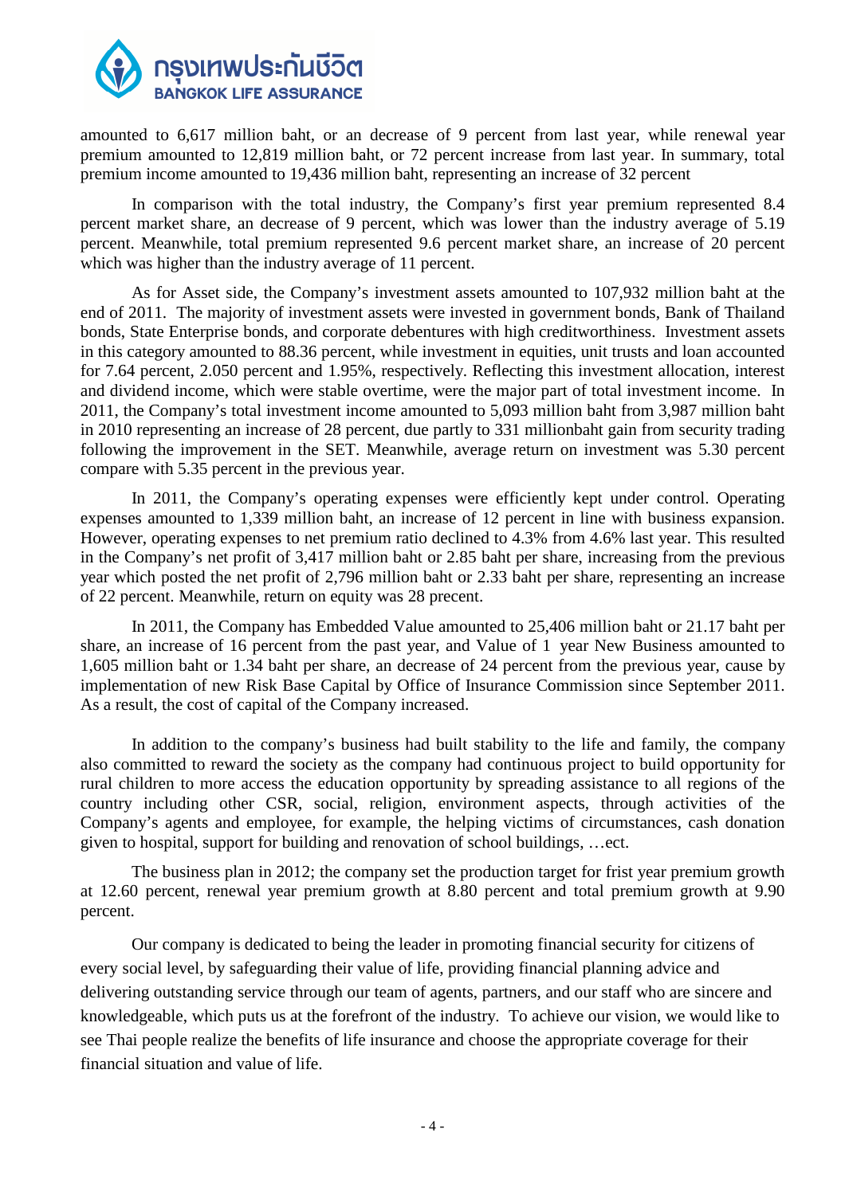amounted to 6,617 million baht, or an decrease of 9 percent from last year, while renewal year premium amounted to 12,819 million baht, or 72 percent increase from last year. In summary, total premium income amounted to 19,436 million baht, representing an increase of 32 percent

In comparison with the total industry, the Company's first year premium represented 8.4 percent market share, an decrease of 9 percent, which was lower than the industry average of 5.19 percent. Meanwhile, total premium represented 9.6 percent market share, an increase of 20 percent which was higher than the industry average of 11 percent.

As for Asset side, the Company's investment assets amounted to 107,932 million baht at the end of 2011. The majority of investment assets were invested in government bonds, Bank of Thailand bonds, State Enterprise bonds, and corporate debentures with high creditworthiness. Investment assets in this category amounted to 88.36 percent, while investment in equities, unit trusts and loan accounted for 7.64 percent, 2.050 percent and 1.95%, respectively. Reflecting this investment allocation, interest and dividend income, which were stable overtime, were the major part of total investment income. In 2011, the Company's total investment income amounted to 5,093 million baht from 3,987 million baht in 2010 representing an increase of 28 percent, due partly to 331 millionbaht gain from security trading following the improvement in the SET. Meanwhile, average return on investment was 5.30 percent compare with 5.35 percent in the previous year.

In 2011, the Company's operating expenses were efficiently kept under control. Operating expenses amounted to 1,339 million baht, an increase of 12 percent in line with business expansion. However, operating expenses to net premium ratio declined to 4.3% from 4.6% last year. This resulted in the Company's net profit of 3,417 million baht or 2.85 baht per share, increasing from the previous year which posted the net profit of 2,796 million baht or 2.33 baht per share, representing an increase of 22 percent. Meanwhile, return on equity was 28 precent.

In 2011, the Company has Embedded Value amounted to 25,406 million baht or 21.17 baht per share, an increase of 16 percent from the past year, and Value of 1 year New Business amounted to 1,605 million baht or 1.34 baht per share, an decrease of 24 percent from the previous year, cause by implementation of new Risk Base Capital by Office of Insurance Commission since September 2011. As a result, the cost of capital of the Company increased.

In addition to the company's business had built stability to the life and family, the company also committed to reward the society as the company had continuous project to build opportunity for rural children to more access the education opportunity by spreading assistance to all regions of the country including other CSR, social, religion, environment aspects, through activities of the Company's agents and employee, for example, the helping victims of circumstances, cash donation given to hospital, support for building and renovation of school buildings, …ect.

The business plan in 2012; the company set the production target for frist year premium growth at 12.60 percent, renewal year premium growth at 8.80 percent and total premium growth at 9.90 percent.

Our company is dedicated to being the leader in promoting financial security for citizens of every social level, by safeguarding their value of life, providing financial planning advice and delivering outstanding service through our team of agents, partners, and our staff who are sincere and knowledgeable, which puts us at the forefront of the industry. To achieve our vision, we would like to see Thai people realize the benefits of life insurance and choose the appropriate coverage for their financial situation and value of life.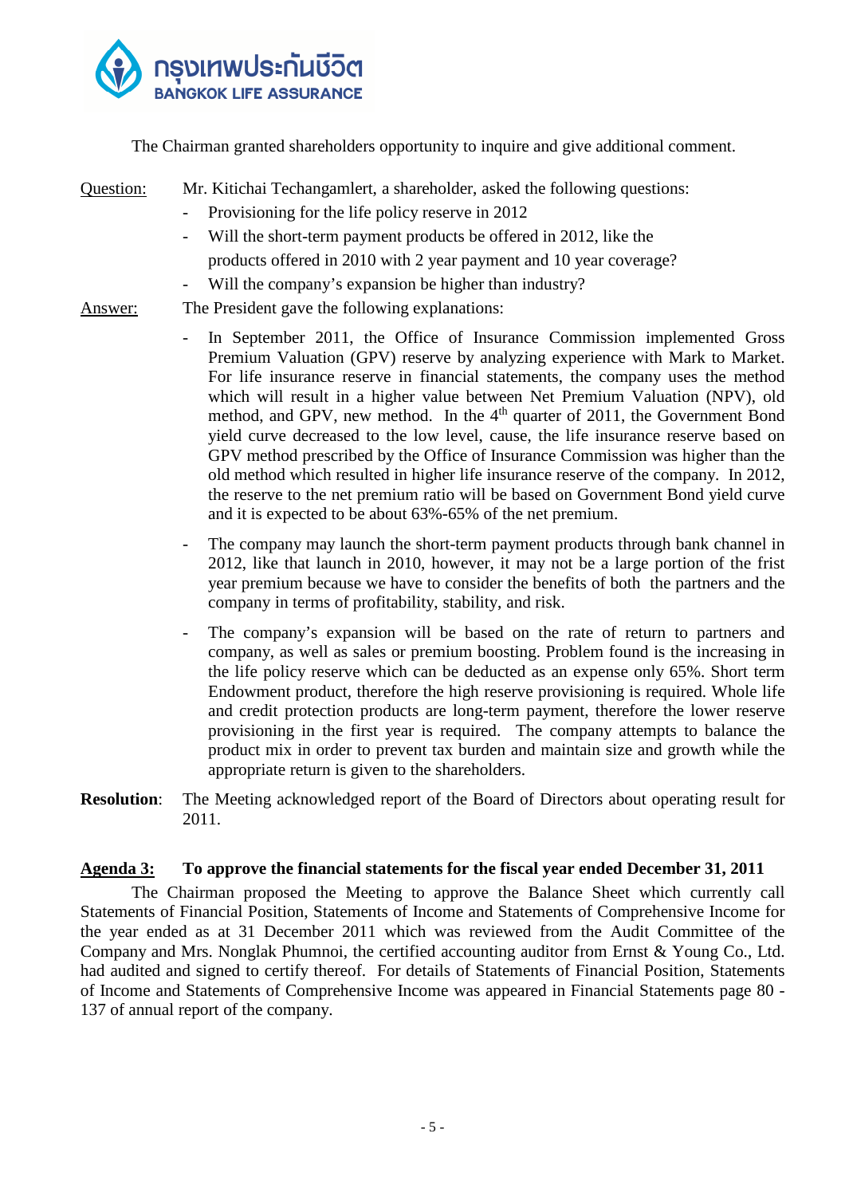The Chairman granted shareholders opportunity to inquire and give additional comment.

Question: Mr. Kitichai Techangamlert, a shareholder, asked the following questions:

- Provisioning for the life policy reserve in 2012
- Will the short-term payment products be offered in 2012, like the products offered in 2010 with 2 year payment and 10 year coverage?
- Will the company's expansion be higher than industry?

Answer: The President gave the following explanations:

- In September 2011, the Office of Insurance Commission implemented Gross Premium Valuation (GPV) reserve by analyzing experience with Mark to Market. For life insurance reserve in financial statements, the company uses the method which will result in a higher value between Net Premium Valuation (NPV), old method, and GPV, new method. In the 4th quarter of 2011, the Government Bond yield curve decreased to the low level, cause, the life insurance reserve based on GPV method prescribed by the Office of Insurance Commission was higher than the old method which resulted in higher life insurance reserve of the company. In 2012, the reserve to the net premium ratio will be based on Government Bond yield curve and it is expected to be about 63%-65% of the net premium.
- The company may launch the short-term payment products through bank channel in 2012, like that launch in 2010, however, it may not be a large portion of the frist year premium because we have to consider the benefits of both the partners and the company in terms of profitability, stability, and risk.
- The company's expansion will be based on the rate of return to partners and company, as well as sales or premium boosting. Problem found is the increasing in the life policy reserve which can be deducted as an expense only 65%. Short term Endowment product, therefore the high reserve provisioning is required. Whole life and credit protection products are long-term payment, therefore the lower reserve provisioning in the first year is required. The company attempts to balance the product mix in order to prevent tax burden and maintain size and growth while the appropriate return is given to the shareholders.

**Resolution**: The Meeting acknowledged report of the Board of Directors about operating result for 2011.

**Agenda 3: To approve the financial statements for the fiscal year ended December 31, 2011**

The Chairman proposed the Meeting to approve the Balance Sheet which currently call Statements of Financial Position, Statements of Income and Statements of Comprehensive Income for the year ended as at 31 December 2011 which was reviewed from the Audit Committee of the Company and Mrs. Nonglak Phumnoi, the certified accounting auditor from Ernst & Young Co., Ltd. had audited and signed to certify thereof. For details of Statements of Financial Position, Statements of Income and Statements of Comprehensive Income was appeared in Financial Statements page 80 - 137 of annual report of the company.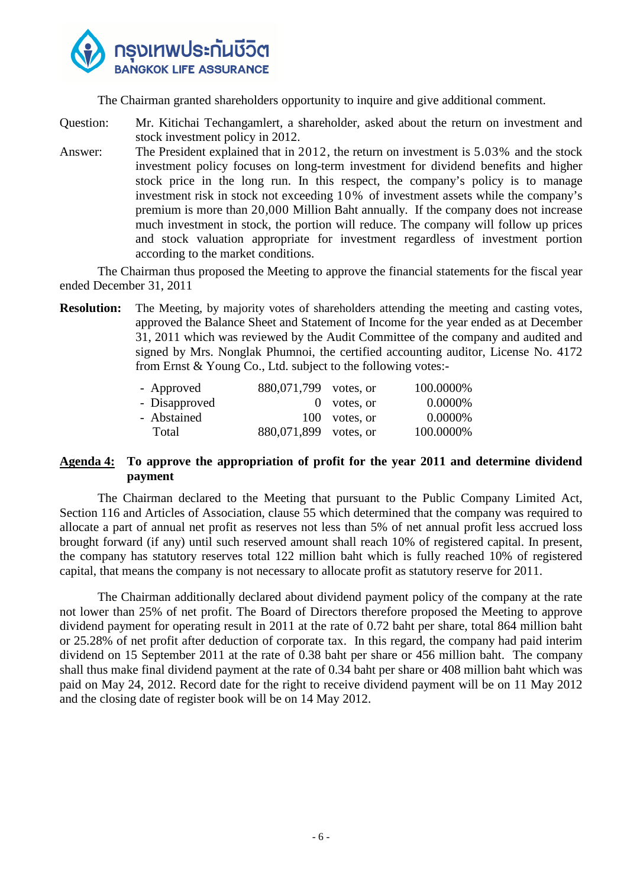The Chairman granted shareholders opportunity to inquire and give additional comment.

Question: Mr. Kitichai Techangamlert, a shareholder, asked about the return on investment and stock investment policy in 2012.

Answer: The President explained that in 2012, the return on investment is 5.03% and the stock investment policy focuses on long-term investment for dividend benefits and higher stock price in the long run. In this respect, the company's policy is to manage investment risk in stock not exceeding 10% of investment assets while the company's premium is more than 20,000 Million Baht annually. If the company does not increase much investment in stock, the portion will reduce. The company will follow up prices and stock valuation appropriate for investment regardless of investment portion according to the market conditions.

The Chairman thus proposed the Meeting to approve the financial statements for the fiscal year ended December 31, 2011

**Resolution:** The Meeting, by majority votes of shareholders attending the meeting and casting votes, approved the Balance Sheet and Statement of Income for the year ended as at December 31, 2011 which was reviewed by the Audit Committee of the company and audited and signed by Mrs. Nonglak Phumnoi, the certified accounting auditor, License No. 4172 from Ernst & Young Co., Ltd. subject to the following votes:-

| | | | |
|---|---|---|---|
| - Approved | 880,071,799 | votes, or | 100.0000% |
| - Disapproved | 0 | votes, or | 0.0000% |
| - Abstained | 100 | votes, or | 0.0000% |
| Total | 880,071,899 | votes, or | 100.0000% |

## <u>Agenda 4:</u> To approve the appropriation of profit for the year 2011 and determine dividend payment

The Chairman declared to the Meeting that pursuant to the Public Company Limited Act, Section 116 and Articles of Association, clause 55 which determined that the company was required to allocate a part of annual net profit as reserves not less than 5% of net annual profit less accrued loss brought forward (if any) until such reserved amount shall reach 10% of registered capital. In present, the company has statutory reserves total 122 million baht which is fully reached 10% of registered capital, that means the company is not necessary to allocate profit as statutory reserve for 2011.

The Chairman additionally declared about dividend payment policy of the company at the rate not lower than 25% of net profit. The Board of Directors therefore proposed the Meeting to approve dividend payment for operating result in 2011 at the rate of 0.72 baht per share, total 864 million baht or 25.28% of net profit after deduction of corporate tax. In this regard, the company had paid interim dividend on 15 September 2011 at the rate of 0.38 baht per share or 456 million baht. The company shall thus make final dividend payment at the rate of 0.34 baht per share or 408 million baht which was paid on May 24, 2012. Record date for the right to receive dividend payment will be on 11 May 2012 and the closing date of register book will be on 14 May 2012.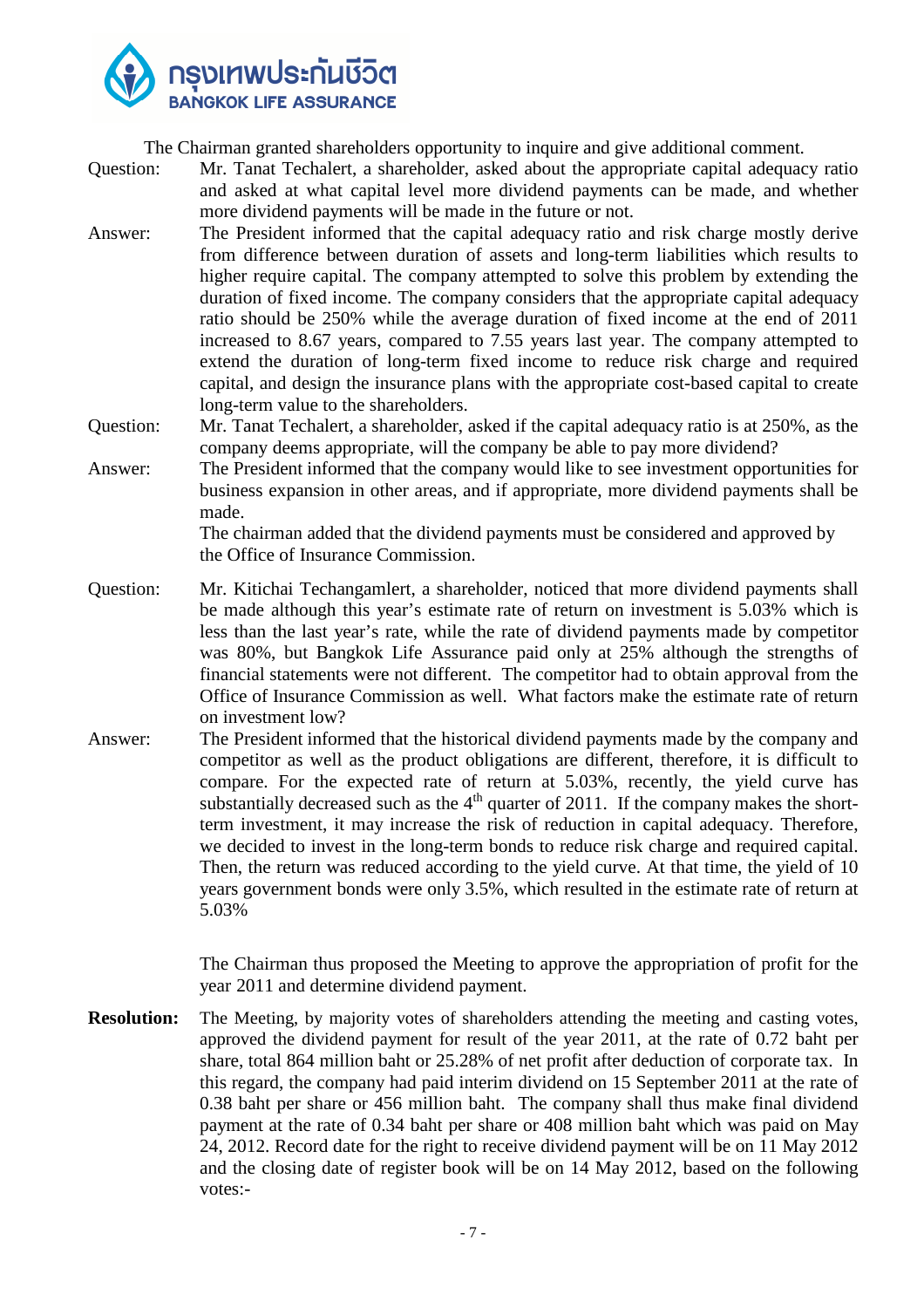The Chairman granted shareholders opportunity to inquire and give additional comment.

Question: Mr. Tanat Techalert, a shareholder, asked about the appropriate capital adequacy ratio and asked at what capital level more dividend payments can be made, and whether more dividend payments will be made in the future or not.

Answer: The President informed that the capital adequacy ratio and risk charge mostly derive from difference between duration of assets and long-term liabilities which results to higher require capital. The company attempted to solve this problem by extending the duration of fixed income. The company considers that the appropriate capital adequacy ratio should be 250% while the average duration of fixed income at the end of 2011 increased to 8.67 years, compared to 7.55 years last year. The company attempted to extend the duration of long-term fixed income to reduce risk charge and required capital, and design the insurance plans with the appropriate cost-based capital to create long-term value to the shareholders.

Question: Mr. Tanat Techalert, a shareholder, asked if the capital adequacy ratio is at 250%, as the company deems appropriate, will the company be able to pay more dividend?

Answer: The President informed that the company would like to see investment opportunities for business expansion in other areas, and if appropriate, more dividend payments shall be made.

The chairman added that the dividend payments must be considered and approved by the Office of Insurance Commission.

Question: Mr. Kitichai Techagamlert, a shareholder, noticed that more dividend payments shall be made although this year's estimate rate of return on investment is 5.03% which is less than the last year's rate, while the rate of dividend payments made by competitor was 80%, but Bangkok Life Assurance paid only at 25% although the strengths of financial statements were not different. The competitor had to obtain approval from the Office of Insurance Commission as well. What factors make the estimate rate of return on investment low?

Answer: The President informed that the historical dividend payments made by the company and competitor as well as the product obligations are different, therefore, it is difficult to compare. For the expected rate of return at 5.03%, recently, the yield curve has substantially decreased such as the 4th quarter of 2011. If the company makes the short-term investment, it may increase the risk of reduction in capital adequacy. Therefore, we decided to invest in the long-term bonds to reduce risk charge and required capital. Then, the return was reduced according to the yield curve. At that time, the yield of 10 years government bonds were only 3.5%, which resulted in the estimate rate of return at 5.03%

The Chairman thus proposed the Meeting to approve the appropriation of profit for the year 2011 and determine dividend payment.

**Resolution:** The Meeting, by majority votes of shareholders attending the meeting and casting votes, approved the dividend payment for result of the year 2011, at the rate of 0.72 baht per share, total 864 million baht or 25.28% of net profit after deduction of corporate tax. In this regard, the company had paid interim dividend on 15 September 2011 at the rate of 0.38 baht per share or 456 million baht. The company shall thus make final dividend payment at the rate of 0.34 baht per share or 408 million baht which was paid on May 24, 2012. Record date for the right to receive dividend payment will be on 11 May 2012 and the closing date of register book will be on 14 May 2012, based on the following votes:-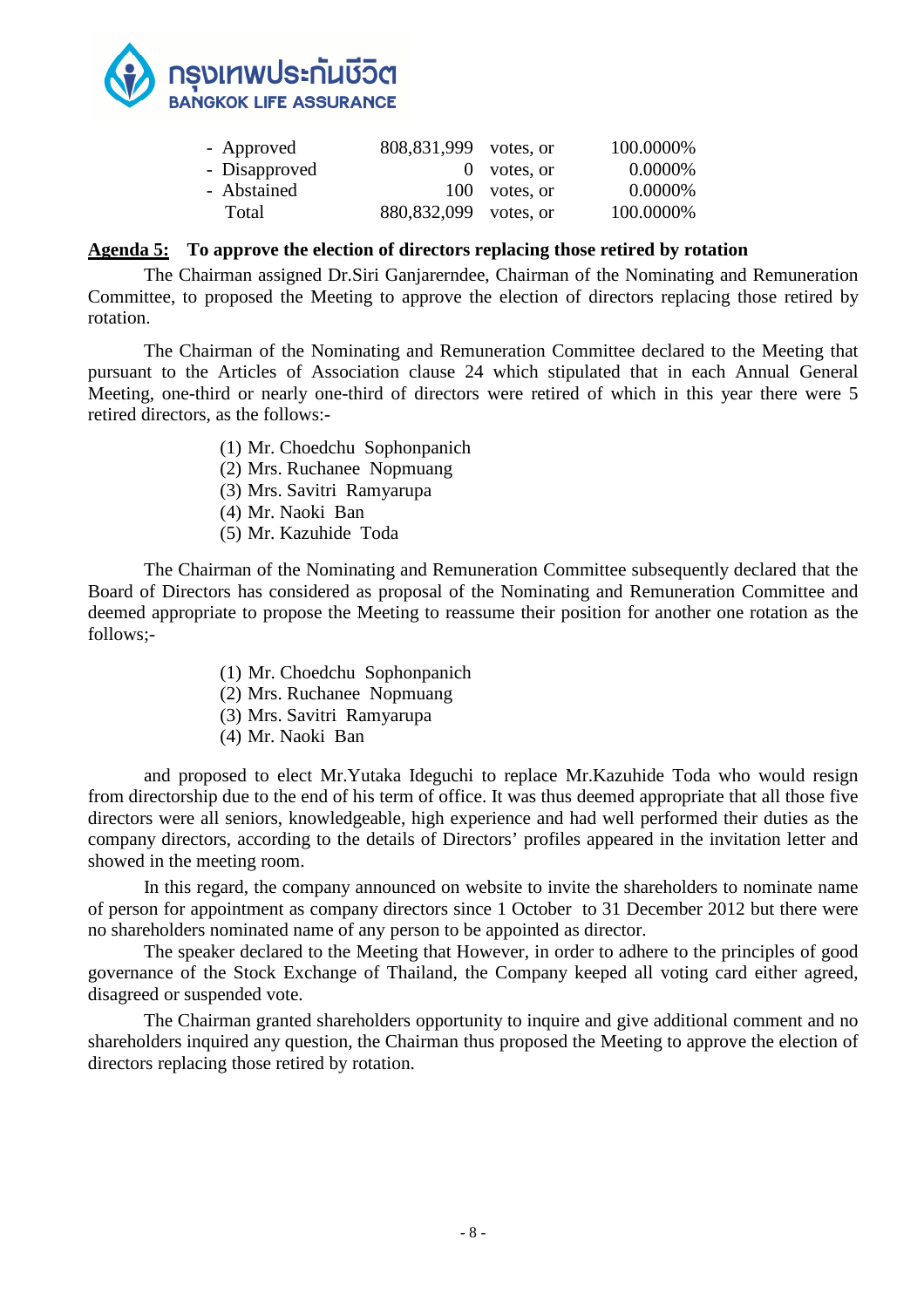| | | | |
|---|---|---|---|
| - Approved | 808,831,999 | votes, or | 100.0000% |
| - Disapproved | 0 | votes, or | 0.0000% |
| - Abstained | 100 | votes, or | 0.0000% |
| Total | 880,832,099 | votes, or | 100.0000% |

**Agenda 5: To approve the election of directors replacing those retired by rotation**

The Chairman assigned Dr.Siri Ganjarerndee, Chairman of the Nominating and Remuneration Committee, to proposed the Meeting to approve the election of directors replacing those retired by rotation.

The Chairman of the Nominating and Remuneration Committee declared to the Meeting that pursuant to the Articles of Association clause 24 which stipulated that in each Annual General Meeting, one-third or nearly one-third of directors were retired of which in this year there were 5 retired directors, as the follows:-

(1) Mr. Choedchu Sophonpanich
(2) Mrs. Ruchanee Nopmuang
(3) Mrs. Savitri Ramyarupa
(4) Mr. Naoki Ban
(5) Mr. Kazuhide Toda

The Chairman of the Nominating and Remuneration Committee subsequently declared that the Board of Directors has considered as proposal of the Nominating and Remuneration Committee and deemed appropriate to propose the Meeting to reassume their position for another one rotation as the follows;-

(1) Mr. Choedchu Sophonpanich
(2) Mrs. Ruchanee Nopmuang
(3) Mrs. Savitri Ramyarupa
(4) Mr. Naoki Ban

and proposed to elect Mr.Yutaka Ideguchi to replace Mr.Kazuhide Toda who would resign from directorship due to the end of his term of office. It was thus deemed appropriate that all those five directors were all seniors, knowledgeable, high experience and had well performed their duties as the company directors, according to the details of Directors' profiles appeared in the invitation letter and showed in the meeting room.

In this regard, the company announced on website to invite the shareholders to nominate name of person for appointment as company directors since 1 October to 31 December 2012 but there were no shareholders nominated name of any person to be appointed as director.

The speaker declared to the Meeting that However, in order to adhere to the principles of good governance of the Stock Exchange of Thailand, the Company keeped all voting card either agreed, disagreed or suspended vote.

The Chairman granted shareholders opportunity to inquire and give additional comment and no shareholders inquired any question, the Chairman thus proposed the Meeting to approve the election of directors replacing those retired by rotation.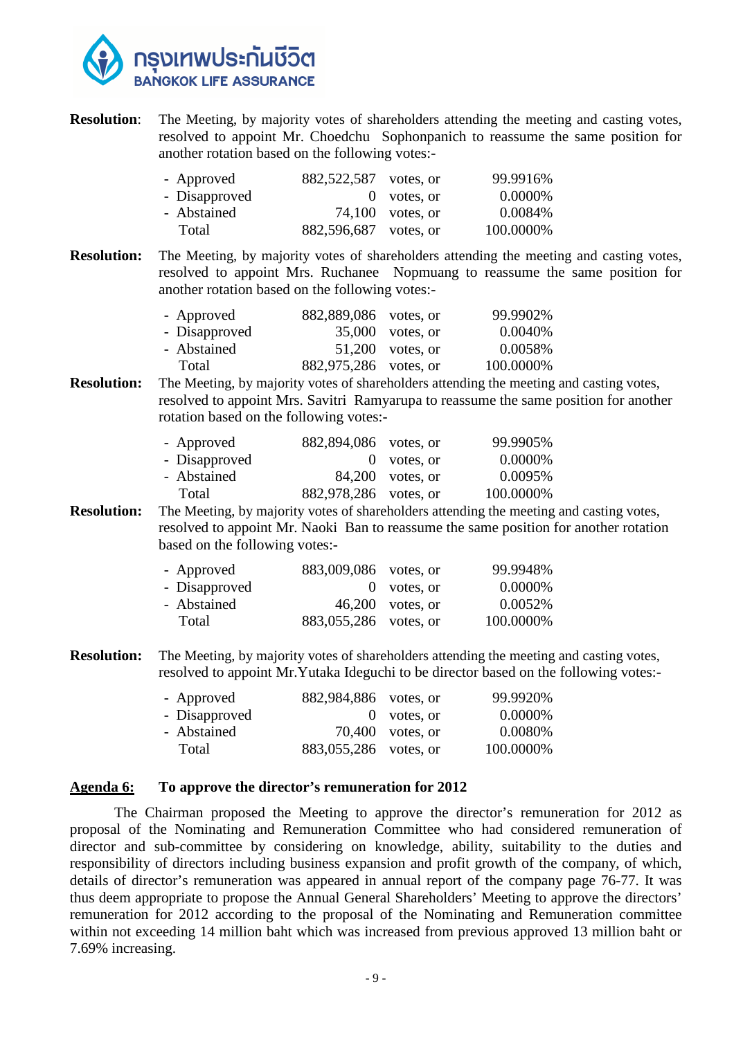**Resolution**: The Meeting, by majority votes of shareholders attending the meeting and casting votes, resolved to appoint Mr. Choedchu Sophonpanich to reassume the same position for another rotation based on the following votes:-

| | | | |
|---|---|---|---|
| - Approved | 882,522,587 | votes, or | 99.9916% |
| - Disapproved | 0 | votes, or | 0.0000% |
| - Abstained | 74,100 | votes, or | 0.0084% |
| Total | 882,596,687 | votes, or | 100.0000% |

**Resolution:** The Meeting, by majority votes of shareholders attending the meeting and casting votes, resolved to appoint Mrs. Ruchanee Nopmuang to reassume the same position for another rotation based on the following votes:-

| | | | |
|---|---|---|---|
| - Approved | 882,889,086 | votes, or | 99.9902% |
| - Disapproved | 35,000 | votes, or | 0.0040% |
| - Abstained | 51,200 | votes, or | 0.0058% |
| Total | 882,975,286 | votes, or | 100.0000% |

**Resolution:** The Meeting, by majority votes of shareholders attending the meeting and casting votes, resolved to appoint Mrs. Savitri Ramyarupa to reassume the same position for another rotation based on the following votes:-

| | | | |
|---|---|---|---|
| - Approved | 882,894,086 | votes, or | 99.9905% |
| - Disapproved | 0 | votes, or | 0.0000% |
| - Abstained | 84,200 | votes, or | 0.0095% |
| Total | 882,978,286 | votes, or | 100.0000% |

**Resolution:** The Meeting, by majority votes of shareholders attending the meeting and casting votes, resolved to appoint Mr. Naoki Ban to reassume the same position for another rotation based on the following votes:-

| | | | |
|---|---|---|---|
| - Approved | 883,009,086 | votes, or | 99.9948% |
| - Disapproved | 0 | votes, or | 0.0000% |
| - Abstained | 46,200 | votes, or | 0.0052% |
| Total | 883,055,286 | votes, or | 100.0000% |

**Resolution:** The Meeting, by majority votes of shareholders attending the meeting and casting votes, resolved to appoint Mr.Yutaka Ideguchi to be director based on the following votes:-

| | | | |
|---|---|---|---|
| - Approved | 882,984,886 | votes, or | 99.9920% |
| - Disapproved | 0 | votes, or | 0.0000% |
| - Abstained | 70,400 | votes, or | 0.0080% |
| Total | 883,055,286 | votes, or | 100.0000% |

**Agenda 6: To approve the director's remuneration for 2012**

The Chairman proposed the Meeting to approve the director's remuneration for 2012 as proposal of the Nominating and Remuneration Committee who had considered remuneration of director and sub-committee by considering on knowledge, ability, suitability to the duties and responsibility of directors including business expansion and profit growth of the company, of which, details of director's remuneration was appeared in annual report of the company page 76-77. It was thus deem appropriate to propose the Annual General Shareholders' Meeting to approve the directors' remuneration for 2012 according to the proposal of the Nominating and Remuneration committee within not exceeding 14 million baht which was increased from previous approved 13 million baht or 7.69% increasing.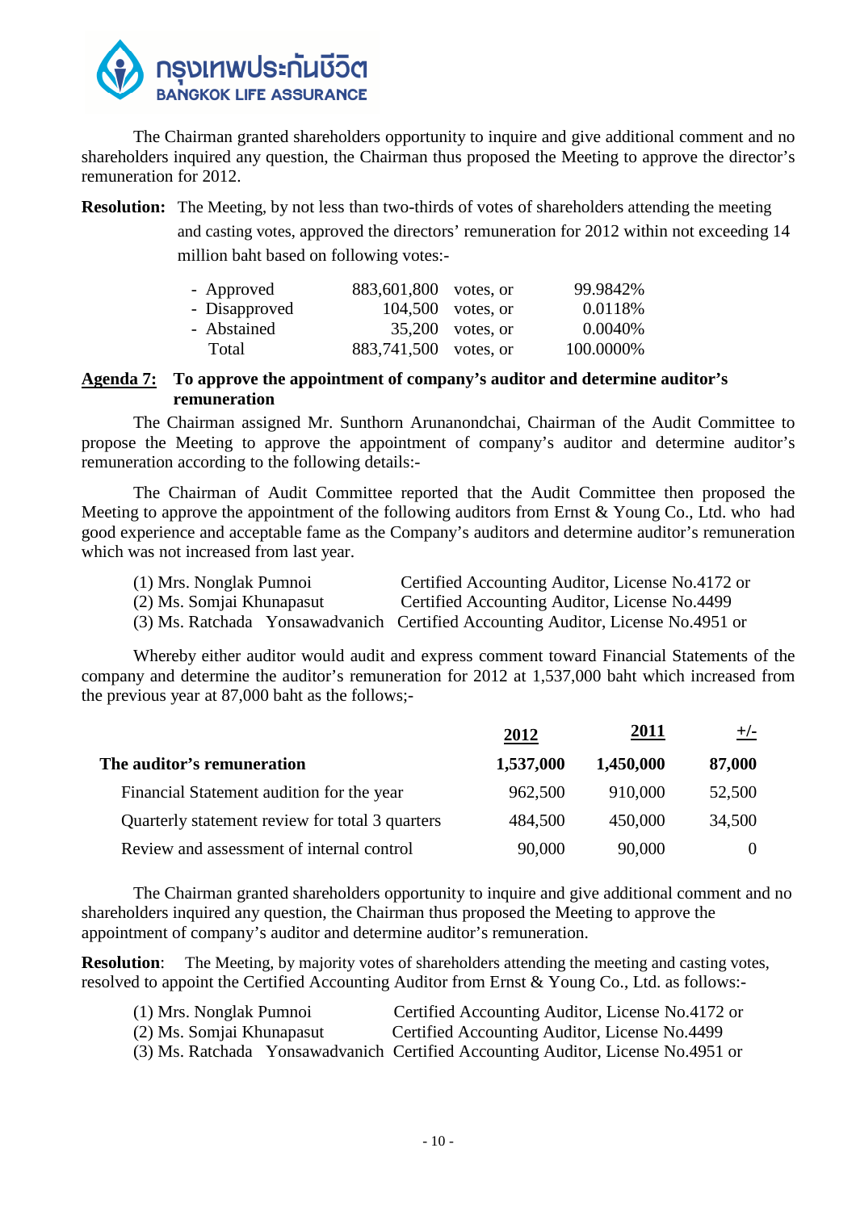The Chairman granted shareholders opportunity to inquire and give additional comment and no shareholders inquired any question, the Chairman thus proposed the Meeting to approve the director's remuneration for 2012.

**Resolution:** The Meeting, by not less than two-thirds of votes of shareholders attending the meeting and casting votes, approved the directors' remuneration for 2012 within not exceeding 14 million baht based on following votes:-

| | | | |
|---|---|---|---|
| - Approved | 883,601,800 | votes, or | 99.9842% |
| - Disapproved | 104,500 | votes, or | 0.0118% |
| - Abstained | 35,200 | votes, or | 0.0040% |
| Total | 883,741,500 | votes, or | 100.0000% |

## Agenda 7: To approve the appointment of company's auditor and determine auditor's remuneration

The Chairman assigned Mr. Sunthorn Arunanondchai, Chairman of the Audit Committee to propose the Meeting to approve the appointment of company's auditor and determine auditor's remuneration according to the following details:-

The Chairman of Audit Committee reported that the Audit Committee then proposed the Meeting to approve the appointment of the following auditors from Ernst & Young Co., Ltd. who had good experience and acceptable fame as the Company's auditors and determine auditor's remuneration which was not increased from last year.

(1) Mrs. Nonglak Pumnoi — Certified Accounting Auditor, License No.4172 or
(2) Ms. Somjai Khunapasut — Certified Accounting Auditor, License No.4499
(3) Ms. Ratchada Yonsawadvanich — Certified Accounting Auditor, License No.4951 or

Whereby either auditor would audit and express comment toward Financial Statements of the company and determine the auditor's remuneration for 2012 at 1,537,000 baht which increased from the previous year at 87,000 baht as the follows;-

| | 2012 | 2011 | +/- |
|---|---|---|---|
| **The auditor's remuneration** | **1,537,000** | **1,450,000** | **87,000** |
| Financial Statement audition for the year | 962,500 | 910,000 | 52,500 |
| Quarterly statement review for total 3 quarters | 484,500 | 450,000 | 34,500 |
| Review and assessment of internal control | 90,000 | 90,000 | 0 |

The Chairman granted shareholders opportunity to inquire and give additional comment and no shareholders inquired any question, the Chairman thus proposed the Meeting to approve the appointment of company's auditor and determine auditor's remuneration.

**Resolution**: The Meeting, by majority votes of shareholders attending the meeting and casting votes, resolved to appoint the Certified Accounting Auditor from Ernst & Young Co., Ltd. as follows:-

(1) Mrs. Nonglak Pumnoi — Certified Accounting Auditor, License No.4172 or
(2) Ms. Somjai Khunapasut — Certified Accounting Auditor, License No.4499
(3) Ms. Ratchada Yonsawadvanich — Certified Accounting Auditor, License No.4951 or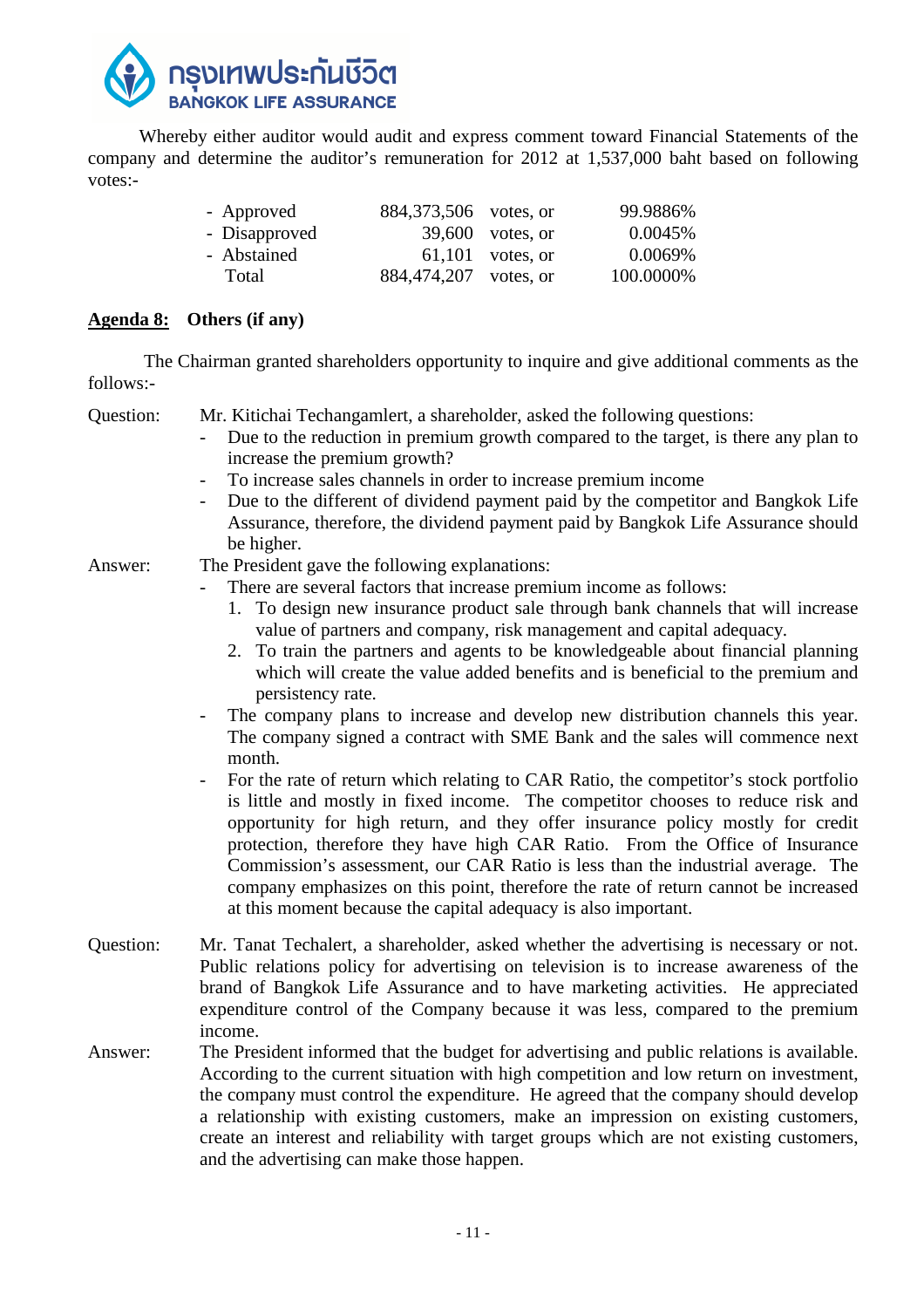Whereby either auditor would audit and express comment toward Financial Statements of the company and determine the auditor's remuneration for 2012 at 1,537,000 baht based on following votes:-

| | | | |
|---|---|---|---|
| - Approved | 884,373,506 | votes, or | 99.9886% |
| - Disapproved | 39,600 | votes, or | 0.0045% |
| - Abstained | 61,101 | votes, or | 0.0069% |
| Total | 884,474,207 | votes, or | 100.0000% |

**Agenda 8: Others (if any)**

The Chairman granted shareholders opportunity to inquire and give additional comments as the follows:-

Question: Mr. Kitichai Techangamlert, a shareholder, asked the following questions:

- Due to the reduction in premium growth compared to the target, is there any plan to increase the premium growth?
- To increase sales channels in order to increase premium income
- Due to the different of dividend payment paid by the competitor and Bangkok Life Assurance, therefore, the dividend payment paid by Bangkok Life Assurance should be higher.

Answer: The President gave the following explanations:

- There are several factors that increase premium income as follows:
  1. To design new insurance product sale through bank channels that will increase value of partners and company, risk management and capital adequacy.
  2. To train the partners and agents to be knowledgeable about financial planning which will create the value added benefits and is beneficial to the premium and persistency rate.
- The company plans to increase and develop new distribution channels this year. The company signed a contract with SME Bank and the sales will commence next month.
- For the rate of return which relating to CAR Ratio, the competitor's stock portfolio is little and mostly in fixed income. The competitor chooses to reduce risk and opportunity for high return, and they offer insurance policy mostly for credit protection, therefore they have high CAR Ratio. From the Office of Insurance Commission's assessment, our CAR Ratio is less than the industrial average. The company emphasizes on this point, therefore the rate of return cannot be increased at this moment because the capital adequacy is also important.

Question: Mr. Tanat Techalert, a shareholder, asked whether the advertising is necessary or not. Public relations policy for advertising on television is to increase awareness of the brand of Bangkok Life Assurance and to have marketing activities. He appreciated expenditure control of the Company because it was less, compared to the premium income.

Answer: The President informed that the budget for advertising and public relations is available. According to the current situation with high competition and low return on investment, the company must control the expenditure. He agreed that the company should develop a relationship with existing customers, make an impression on existing customers, create an interest and reliability with target groups which are not existing customers, and the advertising can make those happen.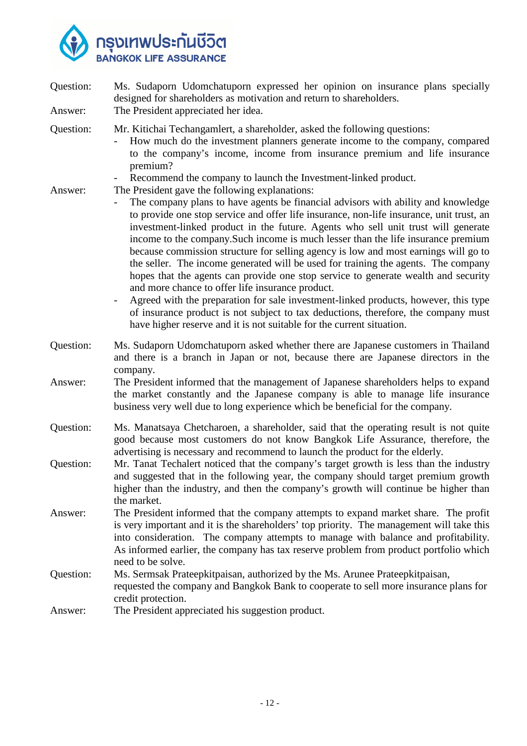Question: Ms. Sudaporn Udomchatuporn expressed her opinion on insurance plans specially designed for shareholders as motivation and return to shareholders.

Answer: The President appreciated her idea.

Question: Mr. Kitichai Techangamlert, a shareholder, asked the following questions:

- How much do the investment planners generate income to the company, compared to the company's income, income from insurance premium and life insurance premium?
- Recommend the company to launch the Investment-linked product.

Answer: The President gave the following explanations:

- The company plans to have agents be financial advisors with ability and knowledge to provide one stop service and offer life insurance, non-life insurance, unit trust, an investment-linked product in the future. Agents who sell unit trust will generate income to the company.Such income is much lesser than the life insurance premium because commission structure for selling agency is low and most earnings will go to the seller. The income generated will be used for training the agents. The company hopes that the agents can provide one stop service to generate wealth and security and more chance to offer life insurance product.
- Agreed with the preparation for sale investment-linked products, however, this type of insurance product is not subject to tax deductions, therefore, the company must have higher reserve and it is not suitable for the current situation.

Question: Ms. Sudaporn Udomchatuporn asked whether there are Japanese customers in Thailand and there is a branch in Japan or not, because there are Japanese directors in the company.

Answer: The President informed that the management of Japanese shareholders helps to expand the market constantly and the Japanese company is able to manage life insurance business very well due to long experience which be beneficial for the company.

Question: Ms. Manatsaya Chetcharoen, a shareholder, said that the operating result is not quite good because most customers do not know Bangkok Life Assurance, therefore, the advertising is necessary and recommend to launch the product for the elderly.

Question: Mr. Tanat Techalert noticed that the company's target growth is less than the industry and suggested that in the following year, the company should target premium growth higher than the industry, and then the company's growth will continue be higher than the market.

Answer: The President informed that the company attempts to expand market share. The profit is very important and it is the shareholders' top priority. The management will take this into consideration. The company attempts to manage with balance and profitability. As informed earlier, the company has tax reserve problem from product portfolio which need to be solve.

Question: Ms. Sermsak Prateepkitpaisan, authorized by the Ms. Arunee Prateepkitpaisan, requested the company and Bangkok Bank to cooperate to sell more insurance plans for credit protection.

Answer: The President appreciated his suggestion product.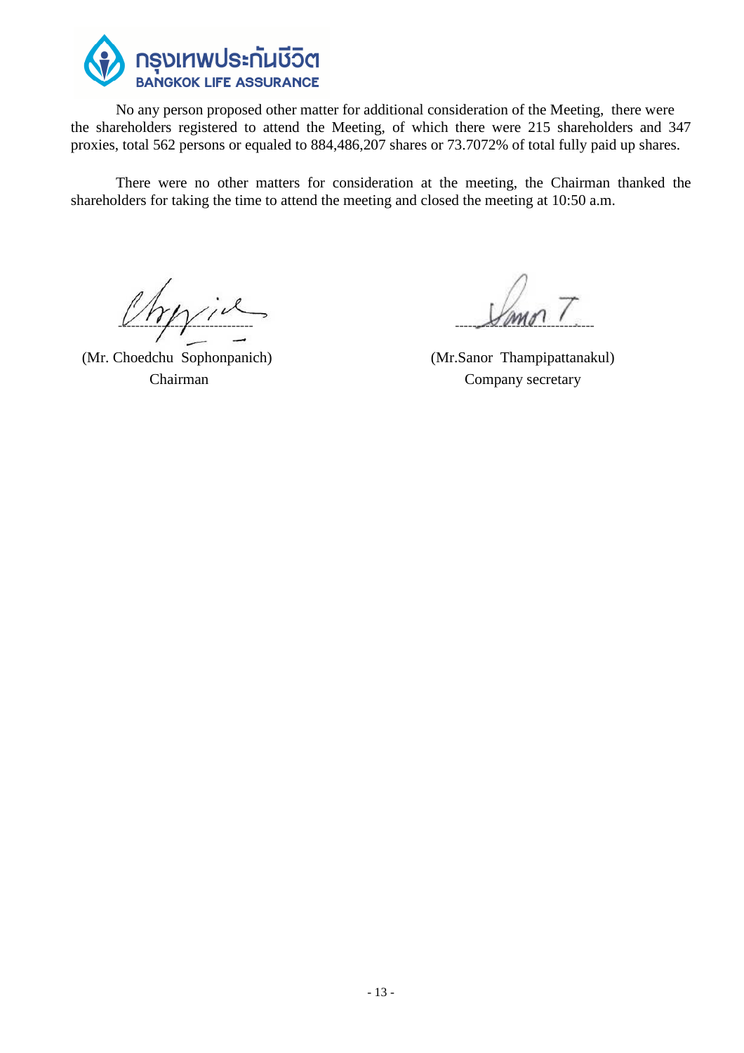No any person proposed other matter for additional consideration of the Meeting, there were the shareholders registered to attend the Meeting, of which there were 215 shareholders and 347 proxies, total 562 persons or equaled to 884,486,207 shares or 73.7072% of total fully paid up shares.

There were no other matters for consideration at the meeting, the Chairman thanked the shareholders for taking the time to attend the meeting and closed the meeting at 10:50 a.m.

| | |
|---|---|
| ------------------------------ | ------------------------------ |
| (Mr. Choedchu Sophonpanich) | (Mr.Sanor Thampipattanakul) |
| Chairman | Company secretary |